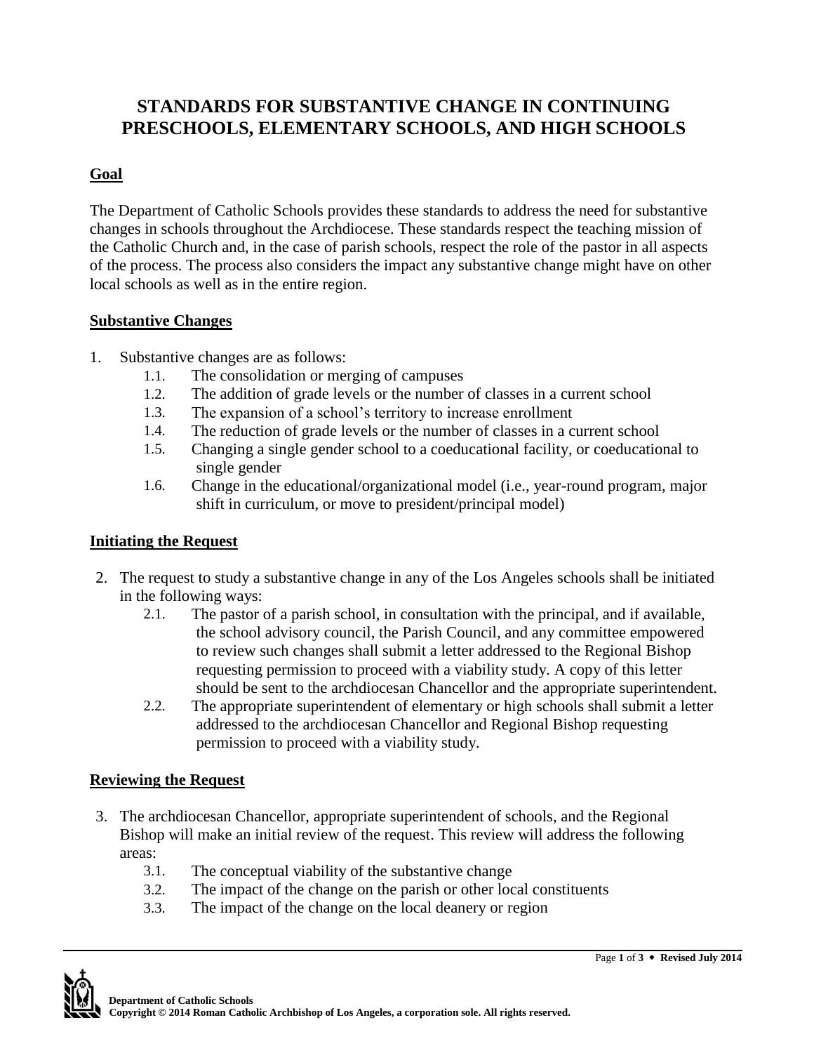# STANDARDS FOR SUBSTANTIVE CHANGE IN CONTINUING PRESCHOOLS, ELEMENTARY SCHOOLS, AND HIGH SCHOOLS

## Goal

The Department of Catholic Schools provides these standards to address the need for substantive changes in schools throughout the Archdiocese. These standards respect the teaching mission of the Catholic Church and, in the case of parish schools, respect the role of the pastor in all aspects of the process. The process also considers the impact any substantive change might have on other local schools as well as in the entire region.

## Substantive Changes

1. Substantive changes are as follows:
    - 1.1. The consolidation or merging of campuses
    - 1.2. The addition of grade levels or the number of classes in a current school
    - 1.3. The expansion of a school's territory to increase enrollment
    - 1.4. The reduction of grade levels or the number of classes in a current school
    - 1.5. Changing a single gender school to a coeducational facility, or coeducational to single gender
    - 1.6. Change in the educational/organizational model (i.e., year-round program, major shift in curriculum, or move to president/principal model)

## Initiating the Request

2. The request to study a substantive change in any of the Los Angeles schools shall be initiated in the following ways:
    - 2.1. The pastor of a parish school, in consultation with the principal, and if available, the school advisory council, the Parish Council, and any committee empowered to review such changes shall submit a letter addressed to the Regional Bishop requesting permission to proceed with a viability study. A copy of this letter should be sent to the archdiocesan Chancellor and the appropriate superintendent.
    - 2.2. The appropriate superintendent of elementary or high schools shall submit a letter addressed to the archdiocesan Chancellor and Regional Bishop requesting permission to proceed with a viability study.

## Reviewing the Request

3. The archdiocesan Chancellor, appropriate superintendent of schools, and the Regional Bishop will make an initial review of the request. This review will address the following areas:
    - 3.1. The conceptual viability of the substantive change
    - 3.2. The impact of the change on the parish or other local constituents
    - 3.3. The impact of the change on the local deanery or region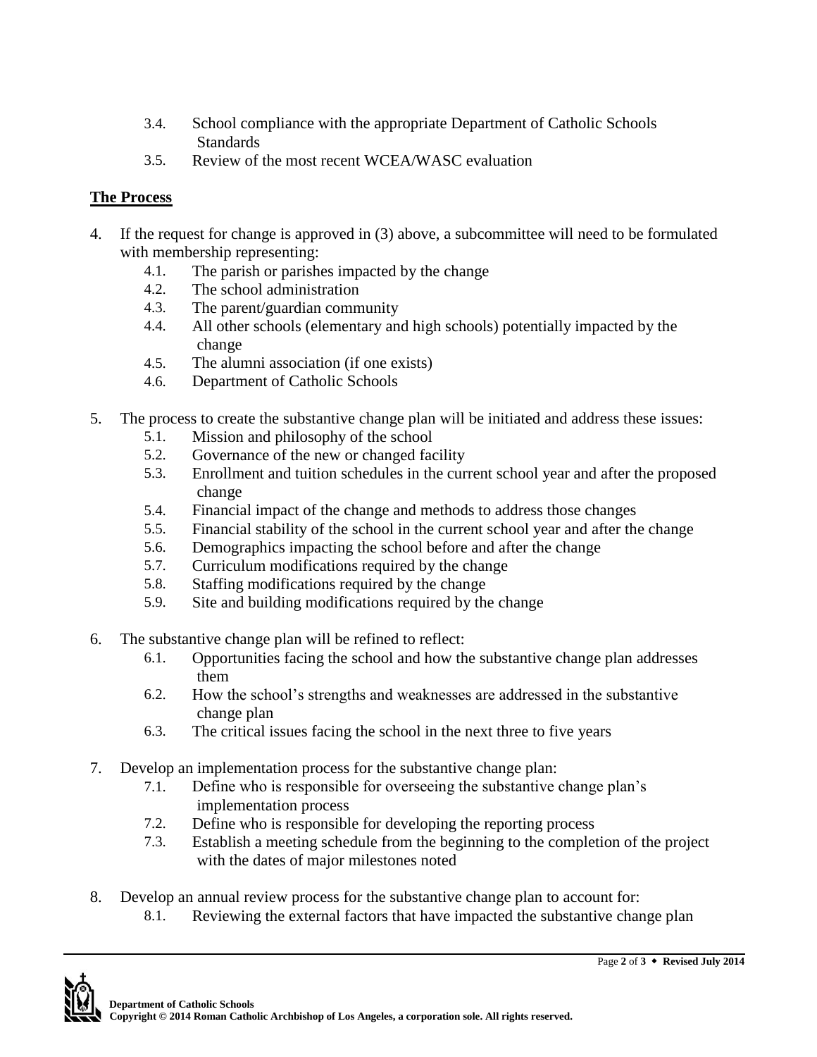3.4. School compliance with the appropriate Department of Catholic Schools Standards
3.5. Review of the most recent WCEA/WASC evaluation

## The Process

4. If the request for change is approved in (3) above, a subcommittee will need to be formulated with membership representing:
   4.1. The parish or parishes impacted by the change
   4.2. The school administration
   4.3. The parent/guardian community
   4.4. All other schools (elementary and high schools) potentially impacted by the change
   4.5. The alumni association (if one exists)
   4.6. Department of Catholic Schools

5. The process to create the substantive change plan will be initiated and address these issues:
   5.1. Mission and philosophy of the school
   5.2. Governance of the new or changed facility
   5.3. Enrollment and tuition schedules in the current school year and after the proposed change
   5.4. Financial impact of the change and methods to address those changes
   5.5. Financial stability of the school in the current school year and after the change
   5.6. Demographics impacting the school before and after the change
   5.7. Curriculum modifications required by the change
   5.8. Staffing modifications required by the change
   5.9. Site and building modifications required by the change

6. The substantive change plan will be refined to reflect:
   6.1. Opportunities facing the school and how the substantive change plan addresses them
   6.2. How the school's strengths and weaknesses are addressed in the substantive change plan
   6.3. The critical issues facing the school in the next three to five years

7. Develop an implementation process for the substantive change plan:
   7.1. Define who is responsible for overseeing the substantive change plan's implementation process
   7.2. Define who is responsible for developing the reporting process
   7.3. Establish a meeting schedule from the beginning to the completion of the project with the dates of major milestones noted

8. Develop an annual review process for the substantive change plan to account for:
   8.1. Reviewing the external factors that have impacted the substantive change plan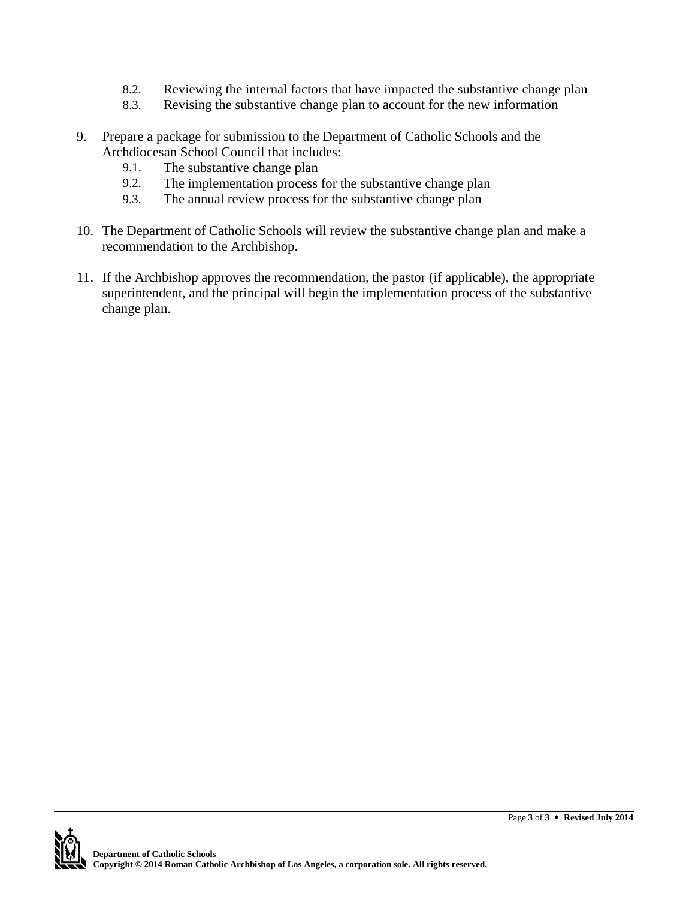8.2. Reviewing the internal factors that have impacted the substantive change plan
   8.3. Revising the substantive change plan to account for the new information

9. Prepare a package for submission to the Department of Catholic Schools and the Archdiocesan School Council that includes:
   9.1. The substantive change plan
   9.2. The implementation process for the substantive change plan
   9.3. The annual review process for the substantive change plan

10. The Department of Catholic Schools will review the substantive change plan and make a recommendation to the Archbishop.

11. If the Archbishop approves the recommendation, the pastor (if applicable), the appropriate superintendent, and the principal will begin the implementation process of the substantive change plan.